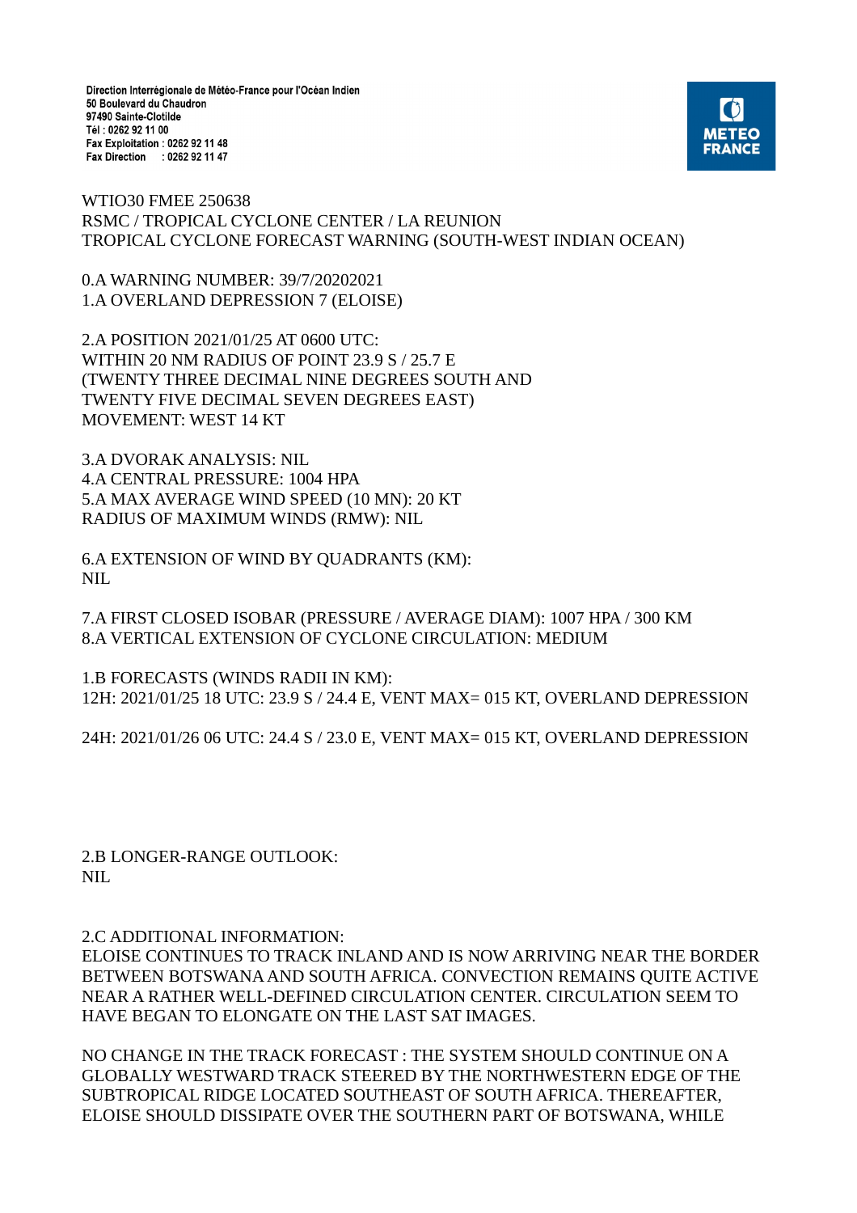Direction Interrégionale de Météo-France pour l'Océan Indien
50 Boulevard du Chaudron
97490 Sainte-Clotilde
Tél : 0262 92 11 00
Fax Exploitation : 0262 92 11 48
Fax Direction : 0262 92 11 47

METEO FRANCE

WTIO30 FMEE 250638
RSMC / TROPICAL CYCLONE CENTER / LA REUNION
TROPICAL CYCLONE FORECAST WARNING (SOUTH-WEST INDIAN OCEAN)

0.A WARNING NUMBER: 39/7/20202021
1.A OVERLAND DEPRESSION 7 (ELOISE)

2.A POSITION 2021/01/25 AT 0600 UTC:
WITHIN 20 NM RADIUS OF POINT 23.9 S / 25.7 E
(TWENTY THREE DECIMAL NINE DEGREES SOUTH AND
TWENTY FIVE DECIMAL SEVEN DEGREES EAST)
MOVEMENT: WEST 14 KT

3.A DVORAK ANALYSIS: NIL
4.A CENTRAL PRESSURE: 1004 HPA
5.A MAX AVERAGE WIND SPEED (10 MN): 20 KT
RADIUS OF MAXIMUM WINDS (RMW): NIL

6.A EXTENSION OF WIND BY QUADRANTS (KM):
NIL

7.A FIRST CLOSED ISOBAR (PRESSURE / AVERAGE DIAM): 1007 HPA / 300 KM
8.A VERTICAL EXTENSION OF CYCLONE CIRCULATION: MEDIUM

1.B FORECASTS (WINDS RADII IN KM):
12H: 2021/01/25 18 UTC: 23.9 S / 24.4 E, VENT MAX= 015 KT, OVERLAND DEPRESSION

24H: 2021/01/26 06 UTC: 24.4 S / 23.0 E, VENT MAX= 015 KT, OVERLAND DEPRESSION

2.B LONGER-RANGE OUTLOOK:
NIL

2.C ADDITIONAL INFORMATION:
ELOISE CONTINUES TO TRACK INLAND AND IS NOW ARRIVING NEAR THE BORDER BETWEEN BOTSWANA AND SOUTH AFRICA. CONVECTION REMAINS QUITE ACTIVE NEAR A RATHER WELL-DEFINED CIRCULATION CENTER. CIRCULATION SEEM TO HAVE BEGAN TO ELONGATE ON THE LAST SAT IMAGES.

NO CHANGE IN THE TRACK FORECAST : THE SYSTEM SHOULD CONTINUE ON A GLOBALLY WESTWARD TRACK STEERED BY THE NORTHWESTERN EDGE OF THE SUBTROPICAL RIDGE LOCATED SOUTHEAST OF SOUTH AFRICA. THEREAFTER, ELOISE SHOULD DISSIPATE OVER THE SOUTHERN PART OF BOTSWANA, WHILE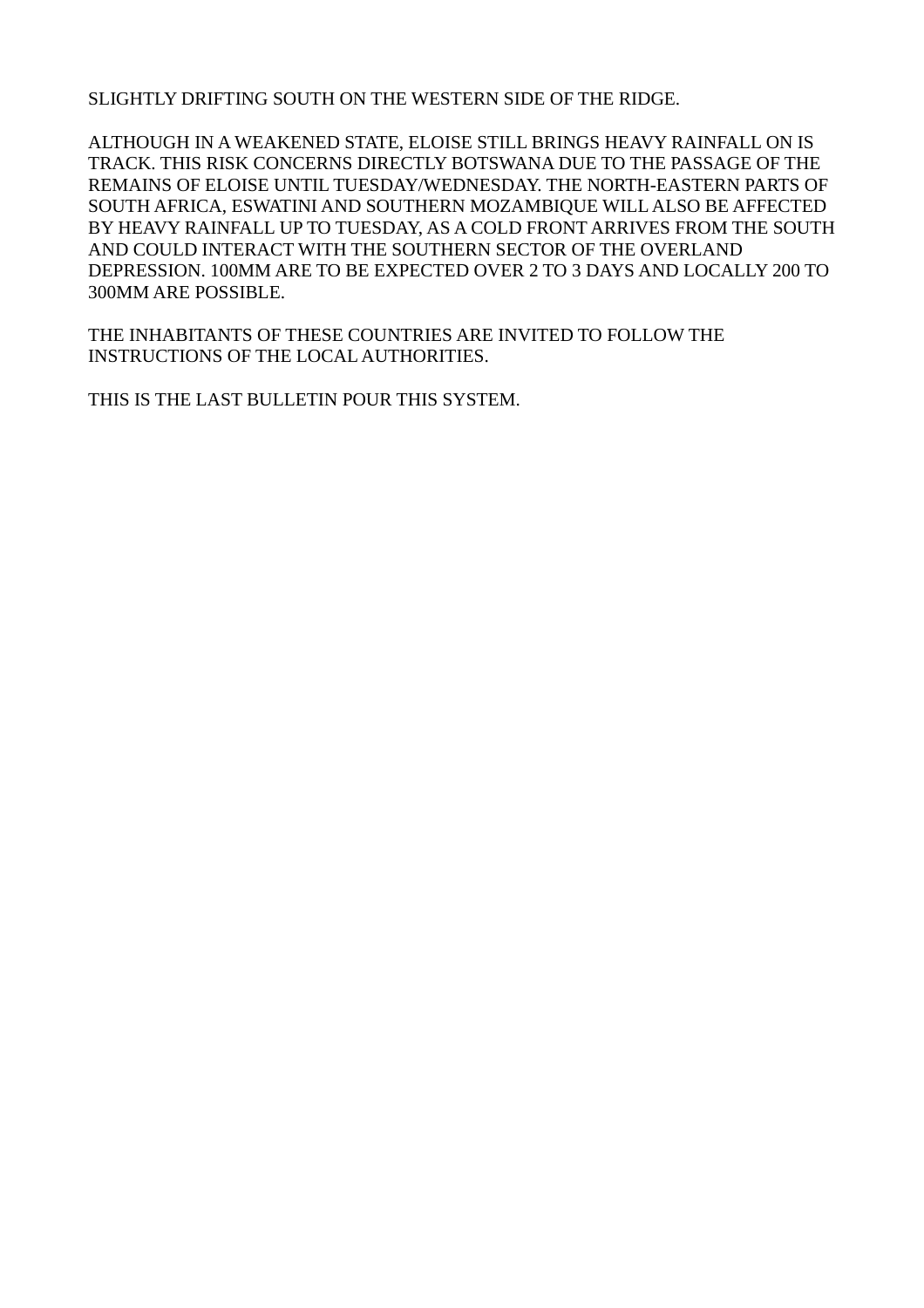SLIGHTLY DRIFTING SOUTH ON THE WESTERN SIDE OF THE RIDGE.

ALTHOUGH IN A WEAKENED STATE, ELOISE STILL BRINGS HEAVY RAINFALL ON IS TRACK. THIS RISK CONCERNS DIRECTLY BOTSWANA DUE TO THE PASSAGE OF THE REMAINS OF ELOISE UNTIL TUESDAY/WEDNESDAY. THE NORTH-EASTERN PARTS OF SOUTH AFRICA, ESWATINI AND SOUTHERN MOZAMBIQUE WILL ALSO BE AFFECTED BY HEAVY RAINFALL UP TO TUESDAY, AS A COLD FRONT ARRIVES FROM THE SOUTH AND COULD INTERACT WITH THE SOUTHERN SECTOR OF THE OVERLAND DEPRESSION. 100MM ARE TO BE EXPECTED OVER 2 TO 3 DAYS AND LOCALLY 200 TO 300MM ARE POSSIBLE.

THE INHABITANTS OF THESE COUNTRIES ARE INVITED TO FOLLOW THE INSTRUCTIONS OF THE LOCAL AUTHORITIES.

THIS IS THE LAST BULLETIN POUR THIS SYSTEM.